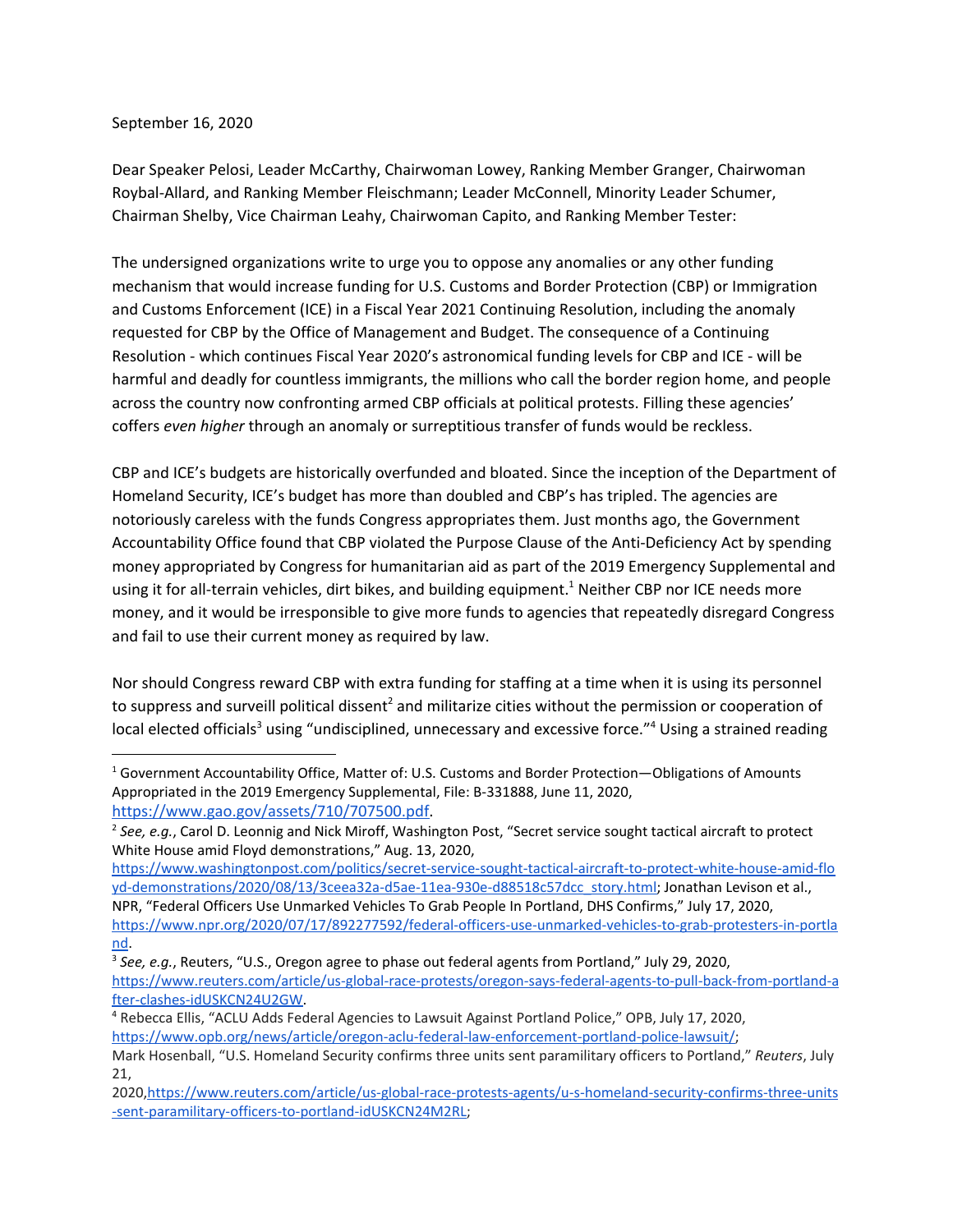September 16, 2020

Dear Speaker Pelosi, Leader McCarthy, Chairwoman Lowey, Ranking Member Granger, Chairwoman Roybal-Allard, and Ranking Member Fleischmann; Leader McConnell, Minority Leader Schumer, Chairman Shelby, Vice Chairman Leahy, Chairwoman Capito, and Ranking Member Tester:

The undersigned organizations write to urge you to oppose any anomalies or any other funding mechanism that would increase funding for U.S. Customs and Border Protection (CBP) or Immigration and Customs Enforcement (ICE) in a Fiscal Year 2021 Continuing Resolution, including the anomaly requested for CBP by the Office of Management and Budget. The consequence of a Continuing Resolution - which continues Fiscal Year 2020's astronomical funding levels for CBP and ICE - will be harmful and deadly for countless immigrants, the millions who call the border region home, and people across the country now confronting armed CBP officials at political protests. Filling these agencies' coffers *even higher* through an anomaly or surreptitious transfer of funds would be reckless.

CBP and ICE's budgets are historically overfunded and bloated. Since the inception of the Department of Homeland Security, ICE's budget has more than doubled and CBP's has tripled. The agencies are notoriously careless with the funds Congress appropriates them. Just months ago, the Government Accountability Office found that CBP violated the Purpose Clause of the Anti-Deficiency Act by spending money appropriated by Congress for humanitarian aid as part of the 2019 Emergency Supplemental and using it for all-terrain vehicles, dirt bikes, and building equipment.[1] Neither CBP nor ICE needs more money, and it would be irresponsible to give more funds to agencies that repeatedly disregard Congress and fail to use their current money as required by law.

Nor should Congress reward CBP with extra funding for staffing at a time when it is using its personnel to suppress and surveill political dissent[2] and militarize cities without the permission or cooperation of local elected officials[3] using "undisciplined, unnecessary and excessive force."[4] Using a strained reading

---

[1] Government Accountability Office, Matter of: U.S. Customs and Border Protection—Obligations of Amounts Appropriated in the 2019 Emergency Supplemental, File: B-331888, June 11, 2020, https://www.gao.gov/assets/710/707500.pdf.

[2] *See, e.g.*, Carol D. Leonnig and Nick Miroff, Washington Post, "Secret service sought tactical aircraft to protect White House amid Floyd demonstrations," Aug. 13, 2020, https://www.washingtonpost.com/politics/secret-service-sought-tactical-aircraft-to-protect-white-house-amid-floyd-demonstrations/2020/08/13/3ceea32a-d5ae-11ea-930e-d88518c57dcc_story.html; Jonathan Levison et al., NPR, "Federal Officers Use Unmarked Vehicles To Grab People In Portland, DHS Confirms," July 17, 2020, https://www.npr.org/2020/07/17/892277592/federal-officers-use-unmarked-vehicles-to-grab-protesters-in-portland.

[3] *See, e.g.*, Reuters, "U.S., Oregon agree to phase out federal agents from Portland," July 29, 2020, https://www.reuters.com/article/us-global-race-protests/oregon-says-federal-agents-to-pull-back-from-portland-after-clashes-idUSKCN24U2GW.

[4] Rebecca Ellis, "ACLU Adds Federal Agencies to Lawsuit Against Portland Police," OPB, July 17, 2020, https://www.opb.org/news/article/oregon-aclu-federal-law-enforcement-portland-police-lawsuit/; Mark Hosenball, "U.S. Homeland Security confirms three units sent paramilitary officers to Portland," *Reuters*, July 21, 2020, https://www.reuters.com/article/us-global-race-protests-agents/u-s-homeland-security-confirms-three-units-sent-paramilitary-officers-to-portland-idUSKCN24M2RL;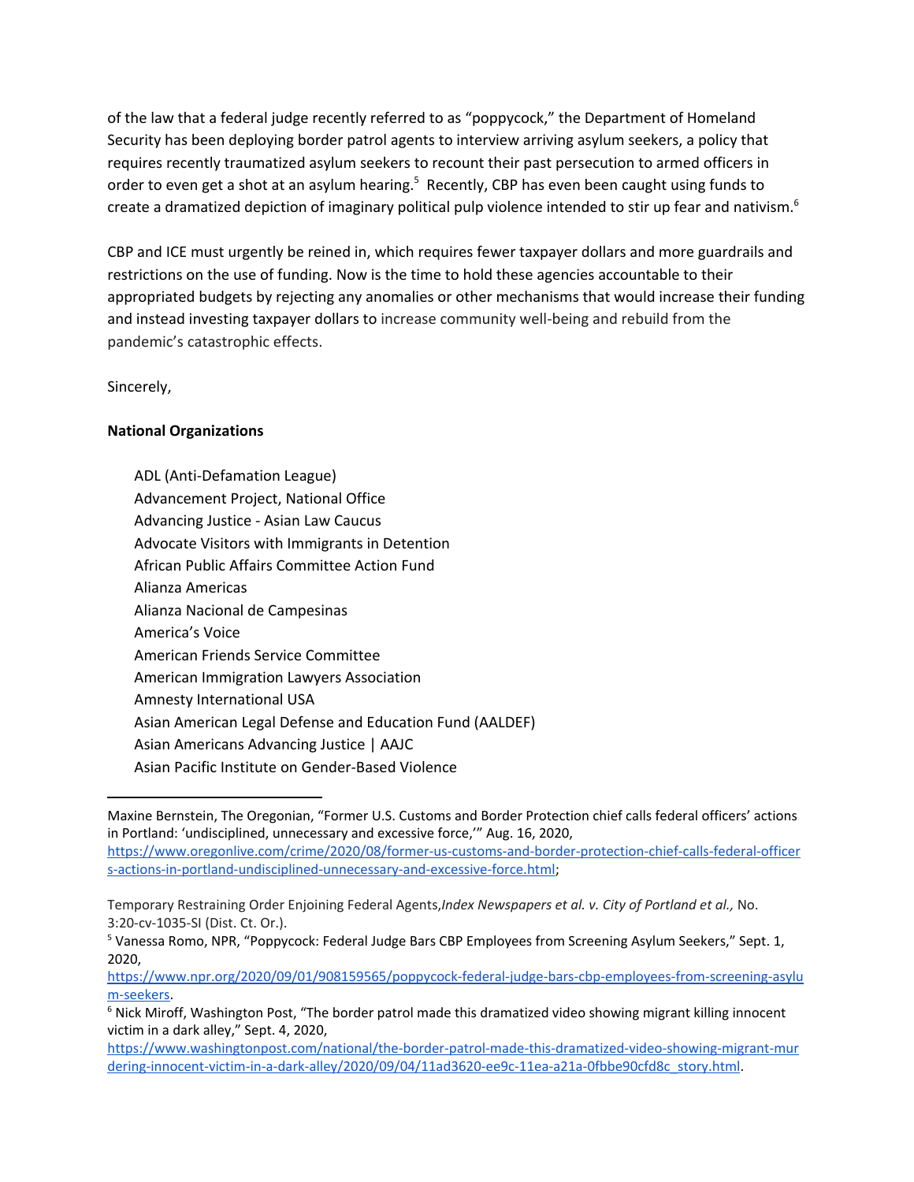of the law that a federal judge recently referred to as "poppycock," the Department of Homeland Security has been deploying border patrol agents to interview arriving asylum seekers, a policy that requires recently traumatized asylum seekers to recount their past persecution to armed officers in order to even get a shot at an asylum hearing.[5] Recently, CBP has even been caught using funds to create a dramatized depiction of imaginary political pulp violence intended to stir up fear and nativism.[6]

CBP and ICE must urgently be reined in, which requires fewer taxpayer dollars and more guardrails and restrictions on the use of funding. Now is the time to hold these agencies accountable to their appropriated budgets by rejecting any anomalies or other mechanisms that would increase their funding and instead investing taxpayer dollars to increase community well-being and rebuild from the pandemic's catastrophic effects.

Sincerely,

**National Organizations**

ADL (Anti-Defamation League)
Advancement Project, National Office
Advancing Justice - Asian Law Caucus
Advocate Visitors with Immigrants in Detention
African Public Affairs Committee Action Fund
Alianza Americas
Alianza Nacional de Campesinas
America's Voice
American Friends Service Committee
American Immigration Lawyers Association
Amnesty International USA
Asian American Legal Defense and Education Fund (AALDEF)
Asian Americans Advancing Justice | AAJC
Asian Pacific Institute on Gender-Based Violence

---

Maxine Bernstein, The Oregonian, "Former U.S. Customs and Border Protection chief calls federal officers' actions in Portland: 'undisciplined, unnecessary and excessive force,'" Aug. 16, 2020, https://www.oregonlive.com/crime/2020/08/former-us-customs-and-border-protection-chief-calls-federal-officers-actions-in-portland-undisciplined-unnecessary-and-excessive-force.html;

Temporary Restraining Order Enjoining Federal Agents, *Index Newspapers et al. v. City of Portland et al.,* No. 3:20-cv-1035-SI (Dist. Ct. Or.).

[5] Vanessa Romo, NPR, "Poppycock: Federal Judge Bars CBP Employees from Screening Asylum Seekers," Sept. 1, 2020, https://www.npr.org/2020/09/01/908159565/poppycock-federal-judge-bars-cbp-employees-from-screening-asylum-seekers.

[6] Nick Miroff, Washington Post, "The border patrol made this dramatized video showing migrant killing innocent victim in a dark alley," Sept. 4, 2020, https://www.washingtonpost.com/national/the-border-patrol-made-this-dramatized-video-showing-migrant-murdering-innocent-victim-in-a-dark-alley/2020/09/04/11ad3620-ee9c-11ea-a21a-0fbbe90cfd8c_story.html.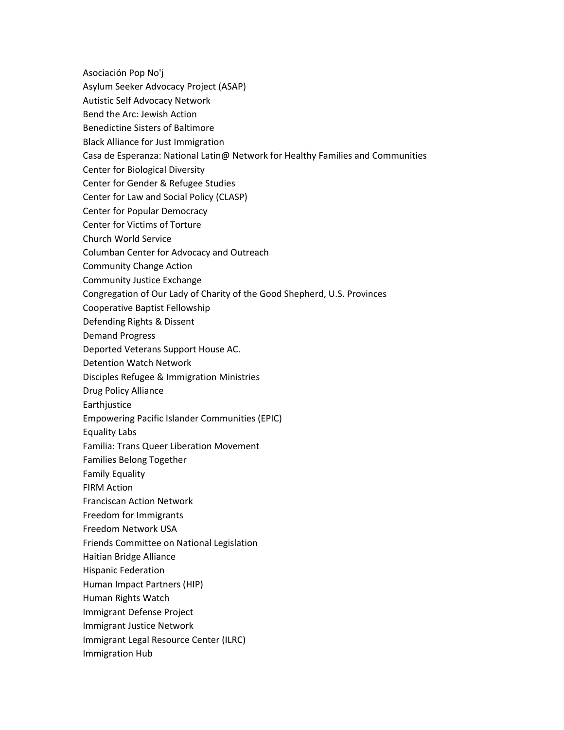Asociación Pop No'j
Asylum Seeker Advocacy Project (ASAP)
Autistic Self Advocacy Network
Bend the Arc: Jewish Action
Benedictine Sisters of Baltimore
Black Alliance for Just Immigration
Casa de Esperanza: National Latin@ Network for Healthy Families and Communities
Center for Biological Diversity
Center for Gender & Refugee Studies
Center for Law and Social Policy (CLASP)
Center for Popular Democracy
Center for Victims of Torture
Church World Service
Columban Center for Advocacy and Outreach
Community Change Action
Community Justice Exchange
Congregation of Our Lady of Charity of the Good Shepherd, U.S. Provinces
Cooperative Baptist Fellowship
Defending Rights & Dissent
Demand Progress
Deported Veterans Support House AC.
Detention Watch Network
Disciples Refugee & Immigration Ministries
Drug Policy Alliance
Earthjustice
Empowering Pacific Islander Communities (EPIC)
Equality Labs
Familia: Trans Queer Liberation Movement
Families Belong Together
Family Equality
FIRM Action
Franciscan Action Network
Freedom for Immigrants
Freedom Network USA
Friends Committee on National Legislation
Haitian Bridge Alliance
Hispanic Federation
Human Impact Partners (HIP)
Human Rights Watch
Immigrant Defense Project
Immigrant Justice Network
Immigrant Legal Resource Center (ILRC)
Immigration Hub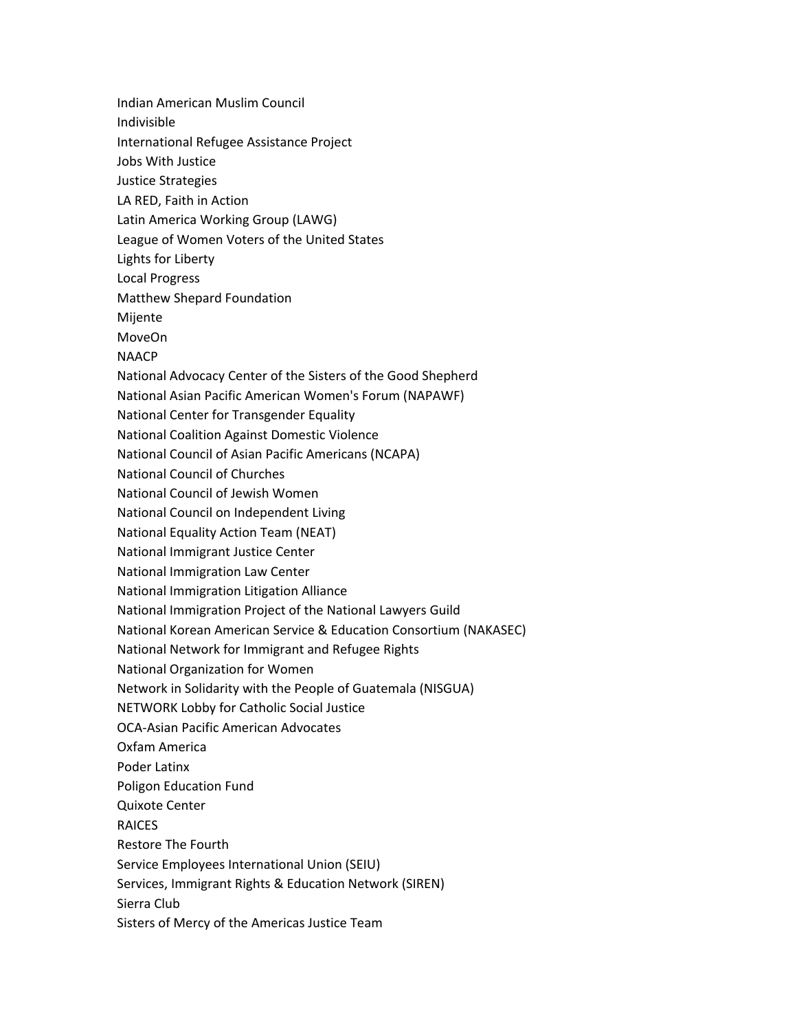Indian American Muslim Council
Indivisible
International Refugee Assistance Project
Jobs With Justice
Justice Strategies
LA RED, Faith in Action
Latin America Working Group (LAWG)
League of Women Voters of the United States
Lights for Liberty
Local Progress
Matthew Shepard Foundation
Mijente
MoveOn
NAACP
National Advocacy Center of the Sisters of the Good Shepherd
National Asian Pacific American Women's Forum (NAPAWF)
National Center for Transgender Equality
National Coalition Against Domestic Violence
National Council of Asian Pacific Americans (NCAPA)
National Council of Churches
National Council of Jewish Women
National Council on Independent Living
National Equality Action Team (NEAT)
National Immigrant Justice Center
National Immigration Law Center
National Immigration Litigation Alliance
National Immigration Project of the National Lawyers Guild
National Korean American Service & Education Consortium (NAKASEC)
National Network for Immigrant and Refugee Rights
National Organization for Women
Network in Solidarity with the People of Guatemala (NISGUA)
NETWORK Lobby for Catholic Social Justice
OCA-Asian Pacific American Advocates
Oxfam America
Poder Latinx
Poligon Education Fund
Quixote Center
RAICES
Restore The Fourth
Service Employees International Union (SEIU)
Services, Immigrant Rights & Education Network (SIREN)
Sierra Club
Sisters of Mercy of the Americas Justice Team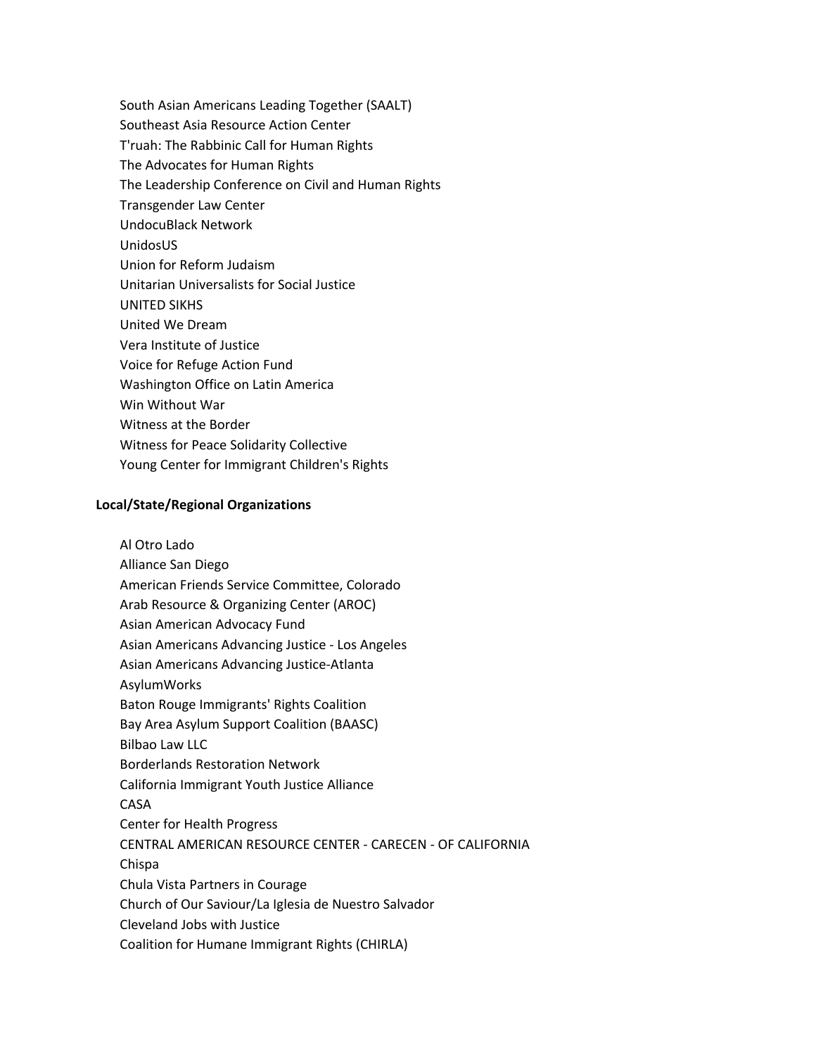South Asian Americans Leading Together (SAALT)
Southeast Asia Resource Action Center
T'ruah: The Rabbinic Call for Human Rights
The Advocates for Human Rights
The Leadership Conference on Civil and Human Rights
Transgender Law Center
UndocuBlack Network
UnidosUS
Union for Reform Judaism
Unitarian Universalists for Social Justice
UNITED SIKHS
United We Dream
Vera Institute of Justice
Voice for Refuge Action Fund
Washington Office on Latin America
Win Without War
Witness at the Border
Witness for Peace Solidarity Collective
Young Center for Immigrant Children's Rights

**Local/State/Regional Organizations**

Al Otro Lado
Alliance San Diego
American Friends Service Committee, Colorado
Arab Resource & Organizing Center (AROC)
Asian American Advocacy Fund
Asian Americans Advancing Justice - Los Angeles
Asian Americans Advancing Justice-Atlanta
AsylumWorks
Baton Rouge Immigrants' Rights Coalition
Bay Area Asylum Support Coalition (BAASC)
Bilbao Law LLC
Borderlands Restoration Network
California Immigrant Youth Justice Alliance
CASA
Center for Health Progress
CENTRAL AMERICAN RESOURCE CENTER - CARECEN - OF CALIFORNIA
Chispa
Chula Vista Partners in Courage
Church of Our Saviour/La Iglesia de Nuestro Salvador
Cleveland Jobs with Justice
Coalition for Humane Immigrant Rights (CHIRLA)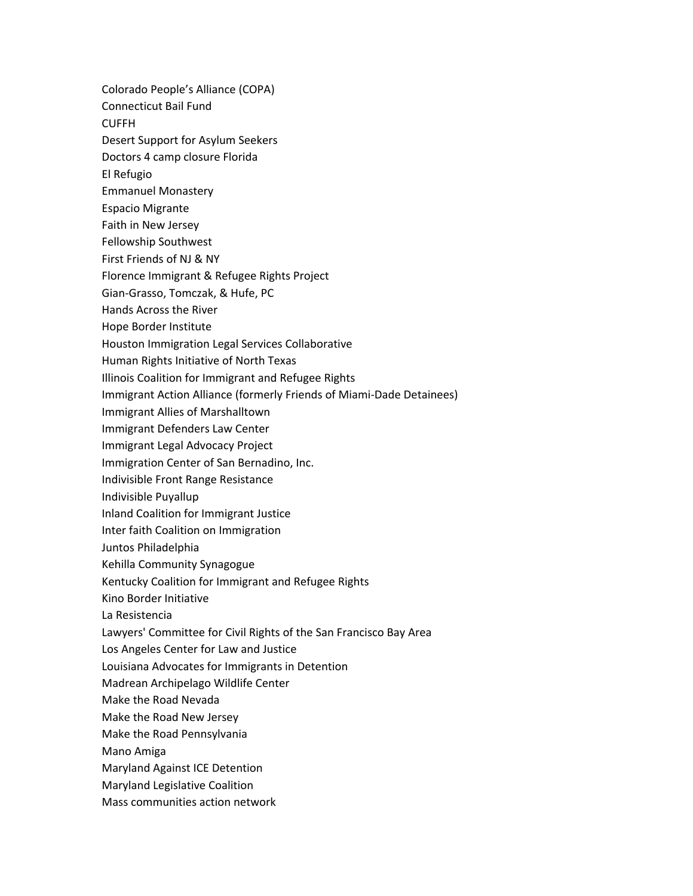Colorado People's Alliance (COPA)
Connecticut Bail Fund
CUFFH
Desert Support for Asylum Seekers
Doctors 4 camp closure Florida
El Refugio
Emmanuel Monastery
Espacio Migrante
Faith in New Jersey
Fellowship Southwest
First Friends of NJ & NY
Florence Immigrant & Refugee Rights Project
Gian-Grasso, Tomczak, & Hufe, PC
Hands Across the River
Hope Border Institute
Houston Immigration Legal Services Collaborative
Human Rights Initiative of North Texas
Illinois Coalition for Immigrant and Refugee Rights
Immigrant Action Alliance (formerly Friends of Miami-Dade Detainees)
Immigrant Allies of Marshalltown
Immigrant Defenders Law Center
Immigrant Legal Advocacy Project
Immigration Center of San Bernadino, Inc.
Indivisible Front Range Resistance
Indivisible Puyallup
Inland Coalition for Immigrant Justice
Inter faith Coalition on Immigration
Juntos Philadelphia
Kehilla Community Synagogue
Kentucky Coalition for Immigrant and Refugee Rights
Kino Border Initiative
La Resistencia
Lawyers' Committee for Civil Rights of the San Francisco Bay Area
Los Angeles Center for Law and Justice
Louisiana Advocates for Immigrants in Detention
Madrean Archipelago Wildlife Center
Make the Road Nevada
Make the Road New Jersey
Make the Road Pennsylvania
Mano Amiga
Maryland Against ICE Detention
Maryland Legislative Coalition
Mass communities action network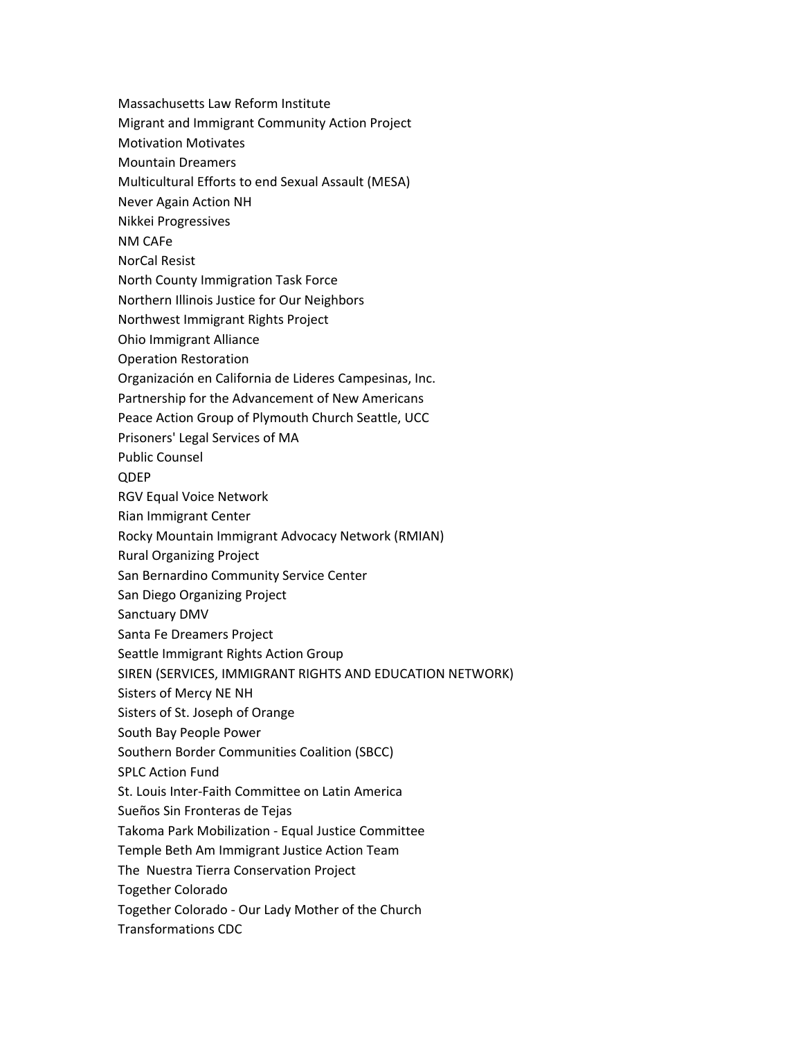Massachusetts Law Reform Institute
Migrant and Immigrant Community Action Project
Motivation Motivates
Mountain Dreamers
Multicultural Efforts to end Sexual Assault (MESA)
Never Again Action NH
Nikkei Progressives
NM CAFe
NorCal Resist
North County Immigration Task Force
Northern Illinois Justice for Our Neighbors
Northwest Immigrant Rights Project
Ohio Immigrant Alliance
Operation Restoration
Organización en California de Lideres Campesinas, Inc.
Partnership for the Advancement of New Americans
Peace Action Group of Plymouth Church Seattle, UCC
Prisoners' Legal Services of MA
Public Counsel
QDEP
RGV Equal Voice Network
Rian Immigrant Center
Rocky Mountain Immigrant Advocacy Network (RMIAN)
Rural Organizing Project
San Bernardino Community Service Center
San Diego Organizing Project
Sanctuary DMV
Santa Fe Dreamers Project
Seattle Immigrant Rights Action Group
SIREN (SERVICES, IMMIGRANT RIGHTS AND EDUCATION NETWORK)
Sisters of Mercy NE NH
Sisters of St. Joseph of Orange
South Bay People Power
Southern Border Communities Coalition (SBCC)
SPLC Action Fund
St. Louis Inter-Faith Committee on Latin America
Sueños Sin Fronteras de Tejas
Takoma Park Mobilization - Equal Justice Committee
Temple Beth Am Immigrant Justice Action Team
The Nuestra Tierra Conservation Project
Together Colorado
Together Colorado - Our Lady Mother of the Church
Transformations CDC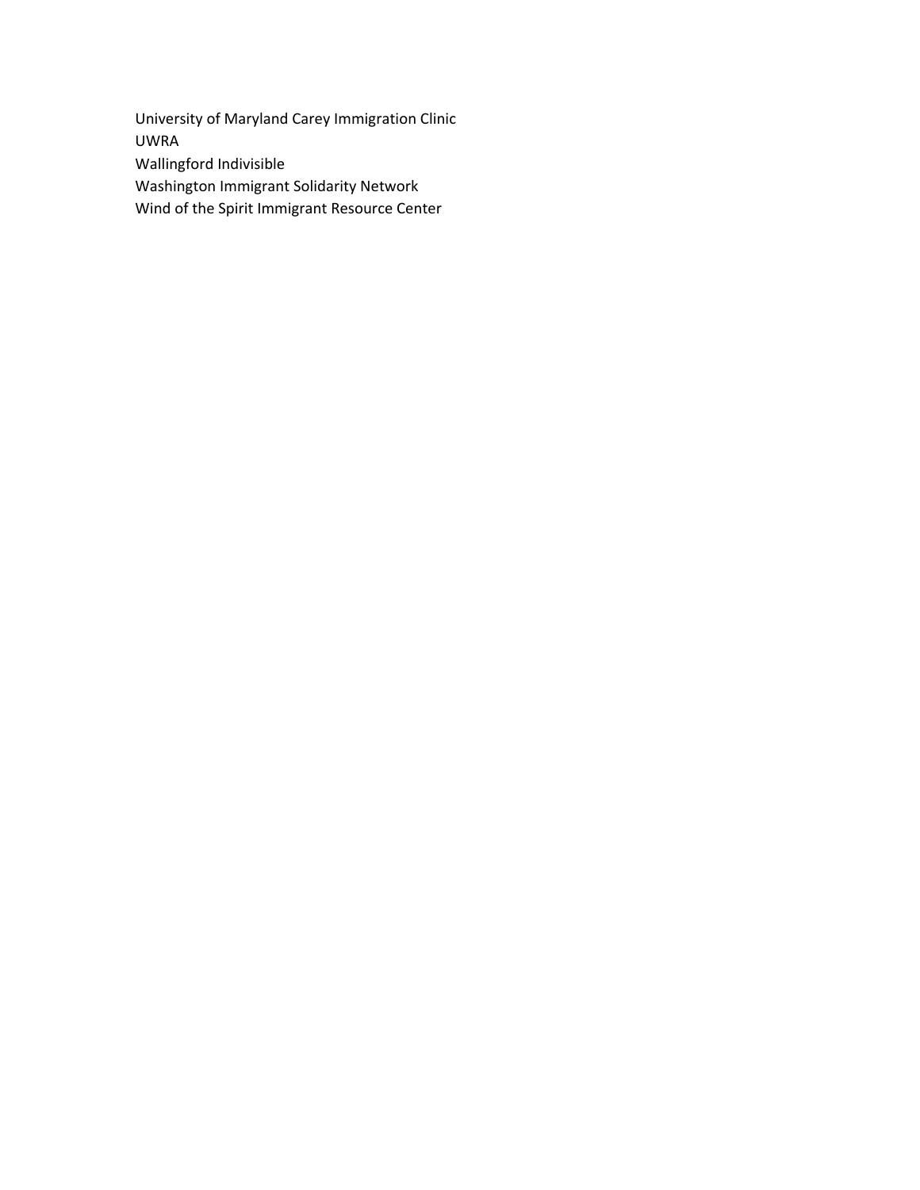University of Maryland Carey Immigration Clinic
UWRA
Wallingford Indivisible
Washington Immigrant Solidarity Network
Wind of the Spirit Immigrant Resource Center